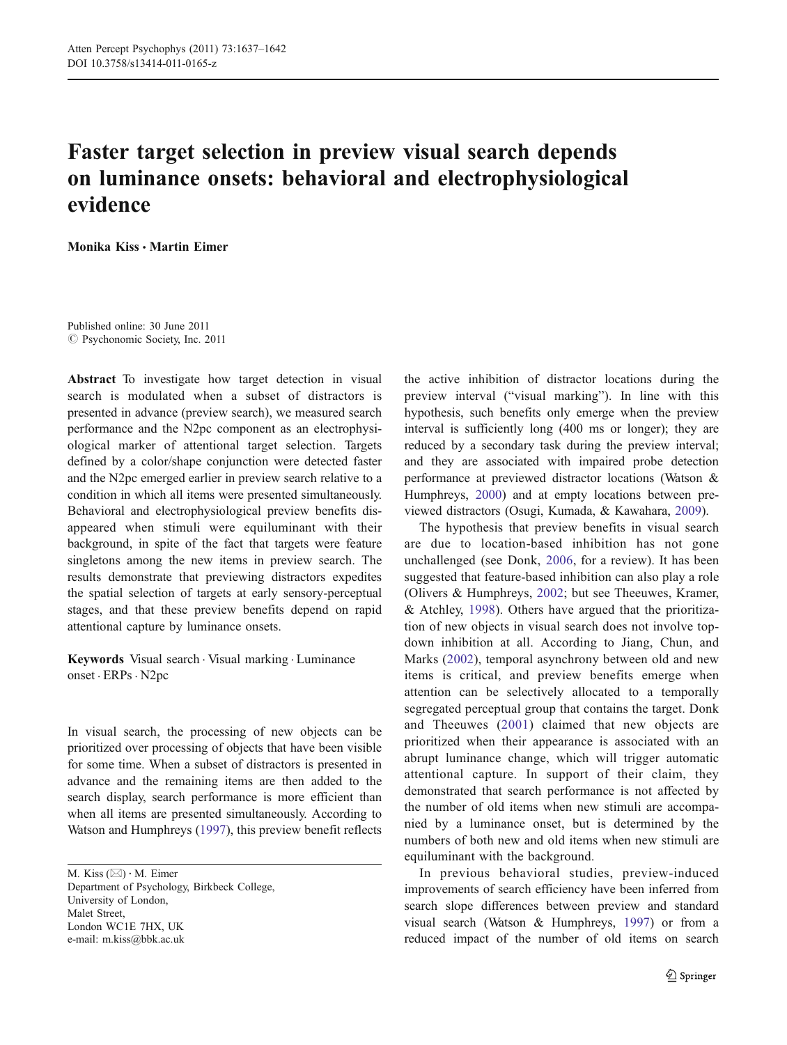# Faster target selection in preview visual search depends on luminance onsets: behavioral and electrophysiological evidence

**Monika Kiss · Martin Eimer**

Published online: 30 June 2011
© Psychonomic Society, Inc. 2011

**Abstract** To investigate how target detection in visual search is modulated when a subset of distractors is presented in advance (preview search), we measured search performance and the N2pc component as an electrophysiological marker of attentional target selection. Targets defined by a color/shape conjunction were detected faster and the N2pc emerged earlier in preview search relative to a condition in which all items were presented simultaneously. Behavioral and electrophysiological preview benefits disappeared when stimuli were equiluminant with their background, in spite of the fact that targets were feature singletons among the new items in preview search. The results demonstrate that previewing distractors expedites the spatial selection of targets at early sensory-perceptual stages, and that these preview benefits depend on rapid attentional capture by luminance onsets.

**Keywords** Visual search · Visual marking · Luminance onset · ERPs · N2pc

M. Kiss (✉) · M. Eimer
Department of Psychology, Birkbeck College,
University of London,
Malet Street,
London WC1E 7HX, UK
e-mail: m.kiss@bbk.ac.uk

In visual search, the processing of new objects can be prioritized over processing of objects that have been visible for some time. When a subset of distractors is presented in advance and the remaining items are then added to the search display, search performance is more efficient than when all items are presented simultaneously. According to Watson and Humphreys (1997), this preview benefit reflects the active inhibition of distractor locations during the preview interval ("visual marking"). In line with this hypothesis, such benefits only emerge when the preview interval is sufficiently long (400 ms or longer); they are reduced by a secondary task during the preview interval; and they are associated with impaired probe detection performance at previewed distractor locations (Watson & Humphreys, 2000) and at empty locations between previewed distractors (Osugi, Kumada, & Kawahara, 2009).

The hypothesis that preview benefits in visual search are due to location-based inhibition has not gone unchallenged (see Donk, 2006, for a review). It has been suggested that feature-based inhibition can also play a role (Olivers & Humphreys, 2002; but see Theeuwes, Kramer, & Atchley, 1998). Others have argued that the prioritization of new objects in visual search does not involve top-down inhibition at all. According to Jiang, Chun, and Marks (2002), temporal asynchrony between old and new items is critical, and preview benefits emerge when attention can be selectively allocated to a temporally segregated perceptual group that contains the target. Donk and Theeuwes (2001) claimed that new objects are prioritized when their appearance is associated with an abrupt luminance change, which will trigger automatic attentional capture. In support of their claim, they demonstrated that search performance is not affected by the number of old items when new stimuli are accompanied by a luminance onset, but is determined by the numbers of both new and old items when new stimuli are equiluminant with the background.

In previous behavioral studies, preview-induced improvements of search efficiency have been inferred from search slope differences between preview and standard visual search (Watson & Humphreys, 1997) or from a reduced impact of the number of old items on search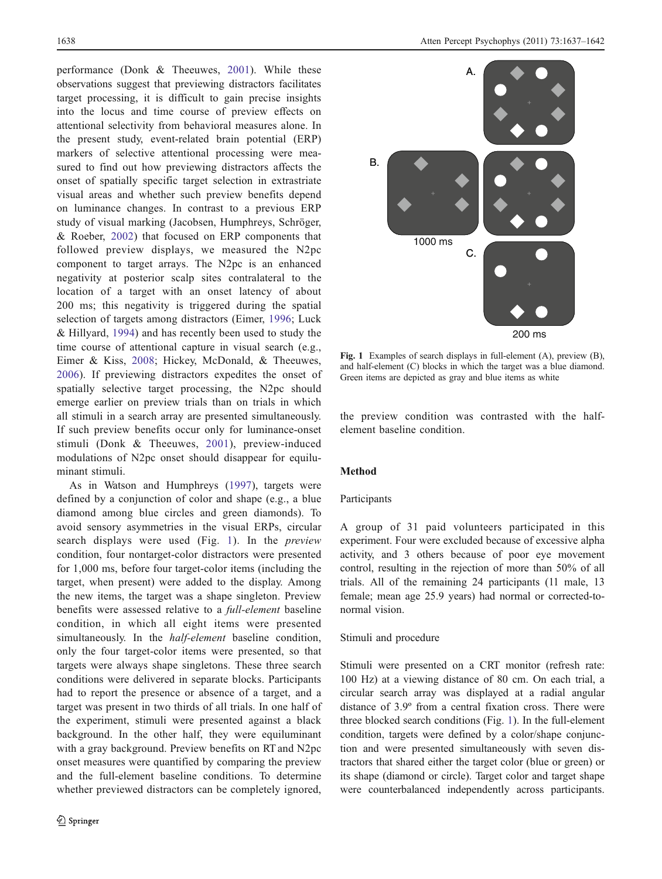performance (Donk & Theeuwes, 2001). While these observations suggest that previewing distractors facilitates target processing, it is difficult to gain precise insights into the locus and time course of preview effects on attentional selectivity from behavioral measures alone. In the present study, event-related brain potential (ERP) markers of selective attentional processing were measured to find out how previewing distractors affects the onset of spatially specific target selection in extrastriate visual areas and whether such preview benefits depend on luminance changes. In contrast to a previous ERP study of visual marking (Jacobsen, Humphreys, Schröger, & Roeber, 2002) that focused on ERP components that followed preview displays, we measured the N2pc component to target arrays. The N2pc is an enhanced negativity at posterior scalp sites contralateral to the location of a target with an onset latency of about 200 ms; this negativity is triggered during the spatial selection of targets among distractors (Eimer, 1996; Luck & Hillyard, 1994) and has recently been used to study the time course of attentional capture in visual search (e.g., Eimer & Kiss, 2008; Hickey, McDonald, & Theeuwes, 2006). If previewing distractors expedites the onset of spatially selective target processing, the N2pc should emerge earlier on preview trials than on trials in which all stimuli in a search array are presented simultaneously. If such preview benefits occur only for luminance-onset stimuli (Donk & Theeuwes, 2001), preview-induced modulations of N2pc onset should disappear for equiluminant stimuli.

As in Watson and Humphreys (1997), targets were defined by a conjunction of color and shape (e.g., a blue diamond among blue circles and green diamonds). To avoid sensory asymmetries in the visual ERPs, circular search displays were used (Fig. 1). In the *preview* condition, four nontarget-color distractors were presented for 1,000 ms, before four target-color items (including the target, when present) were added to the display. Among the new items, the target was a shape singleton. Preview benefits were assessed relative to a *full-element* baseline condition, in which all eight items were presented simultaneously. In the *half-element* baseline condition, only the four target-color items were presented, so that targets were always shape singletons. These three search conditions were delivered in separate blocks. Participants had to report the presence or absence of a target, and a target was present in two thirds of all trials. In one half of the experiment, stimuli were presented against a black background. In the other half, they were equiluminant with a gray background. Preview benefits on RT and N2pc onset measures were quantified by comparing the preview and the full-element baseline conditions. To determine whether previewed distractors can be completely ignored, the preview condition was contrasted with the half-element baseline condition.

A.

B.

1000 ms

C.

200 ms

**Fig. 1** Examples of search displays in full-element (A), preview (B), and half-element (C) blocks in which the target was a blue diamond. Green items are depicted as gray and blue items as white

## Method

### Participants

A group of 31 paid volunteers participated in this experiment. Four were excluded because of excessive alpha activity, and 3 others because of poor eye movement control, resulting in the rejection of more than 50% of all trials. All of the remaining 24 participants (11 male, 13 female; mean age 25.9 years) had normal or corrected-to-normal vision.

### Stimuli and procedure

Stimuli were presented on a CRT monitor (refresh rate: 100 Hz) at a viewing distance of 80 cm. On each trial, a circular search array was displayed at a radial angular distance of 3.9º from a central fixation cross. There were three blocked search conditions (Fig. 1). In the full-element condition, targets were defined by a color/shape conjunction and were presented simultaneously with seven distractors that shared either the target color (blue or green) or its shape (diamond or circle). Target color and target shape were counterbalanced independently across participants.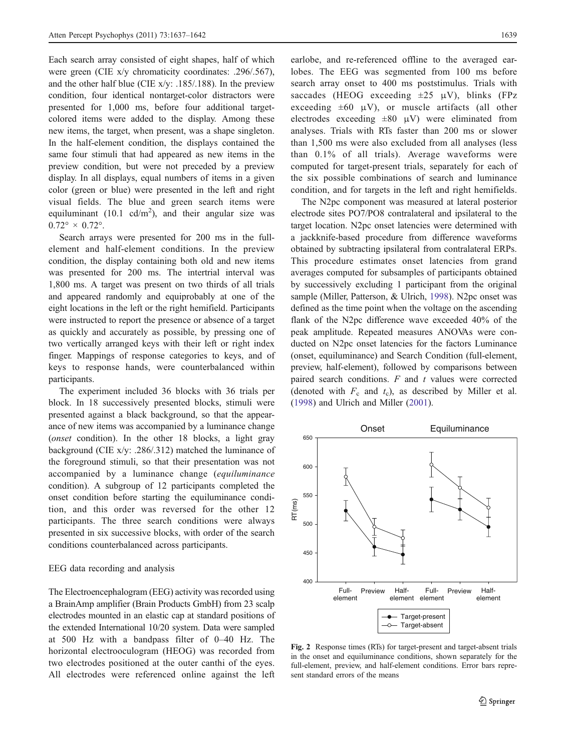Each search array consisted of eight shapes, half of which were green (CIE x/y chromaticity coordinates: .296/.567), and the other half blue (CIE x/y: .185/.188). In the preview condition, four identical nontarget-color distractors were presented for 1,000 ms, before four additional target-colored items were added to the display. Among these new items, the target, when present, was a shape singleton. In the half-element condition, the displays contained the same four stimuli that had appeared as new items in the preview condition, but were not preceded by a preview display. In all displays, equal numbers of items in a given color (green or blue) were presented in the left and right visual fields. The blue and green search items were equiluminant (10.1 cd/m$^2$), and their angular size was $0.72° \times 0.72°$.

Search arrays were presented for 200 ms in the full-element and half-element conditions. In the preview condition, the display containing both old and new items was presented for 200 ms. The intertrial interval was 1,800 ms. A target was present on two thirds of all trials and appeared randomly and equiprobably at one of the eight locations in the left or the right hemifield. Participants were instructed to report the presence or absence of a target as quickly and accurately as possible, by pressing one of two vertically arranged keys with their left or right index finger. Mappings of response categories to keys, and of keys to response hands, were counterbalanced within participants.

The experiment included 36 blocks with 36 trials per block. In 18 successively presented blocks, stimuli were presented against a black background, so that the appearance of new items was accompanied by a luminance change (*onset* condition). In the other 18 blocks, a light gray background (CIE x/y: .286/.312) matched the luminance of the foreground stimuli, so that their presentation was not accompanied by a luminance change (*equiluminance* condition). A subgroup of 12 participants completed the onset condition before starting the equiluminance condition, and this order was reversed for the other 12 participants. The three search conditions were always presented in six successive blocks, with order of the search conditions counterbalanced across participants.

## EEG data recording and analysis

The Electroencephalogram (EEG) activity was recorded using a BrainAmp amplifier (Brain Products GmbH) from 23 scalp electrodes mounted in an elastic cap at standard positions of the extended International 10/20 system. Data were sampled at 500 Hz with a bandpass filter of 0–40 Hz. The horizontal electrooculogram (HEOG) was recorded from two electrodes positioned at the outer canthi of the eyes. All electrodes were referenced online against the left earlobe, and re-referenced offline to the averaged earlobes. The EEG was segmented from 100 ms before search array onset to 400 ms poststimulus. Trials with saccades (HEOG exceeding ±25 μV), blinks (FPz exceeding ±60 μV), or muscle artifacts (all other electrodes exceeding ±80 μV) were eliminated from analyses. Trials with RTs faster than 200 ms or slower than 1,500 ms were also excluded from all analyses (less than 0.1% of all trials). Average waveforms were computed for target-present trials, separately for each of the six possible combinations of search and luminance condition, and for targets in the left and right hemifields.

The N2pc component was measured at lateral posterior electrode sites PO7/PO8 contralateral and ipsilateral to the target location. N2pc onset latencies were determined with a jackknife-based procedure from difference waveforms obtained by subtracting ipsilateral from contralateral ERPs. This procedure estimates onset latencies from grand averages computed for subsamples of participants obtained by successively excluding 1 participant from the original sample (Miller, Patterson, & Ulrich, 1998). N2pc onset was defined as the time point when the voltage on the ascending flank of the N2pc difference wave exceeded 40% of the peak amplitude. Repeated measures ANOVAs were conducted on N2pc onset latencies for the factors Luminance (onset, equiluminance) and Search Condition (full-element, preview, half-element), followed by comparisons between paired search conditions. $F$ and $t$ values were corrected (denoted with $F_c$ and $t_c$), as described by Miller et al. (1998) and Ulrich and Miller (2001).

**Fig. 2** Response times (RTs) for target-present and target-absent trials in the onset and equiluminance conditions, shown separately for the full-element, preview, and half-element conditions. Error bars represent standard errors of the means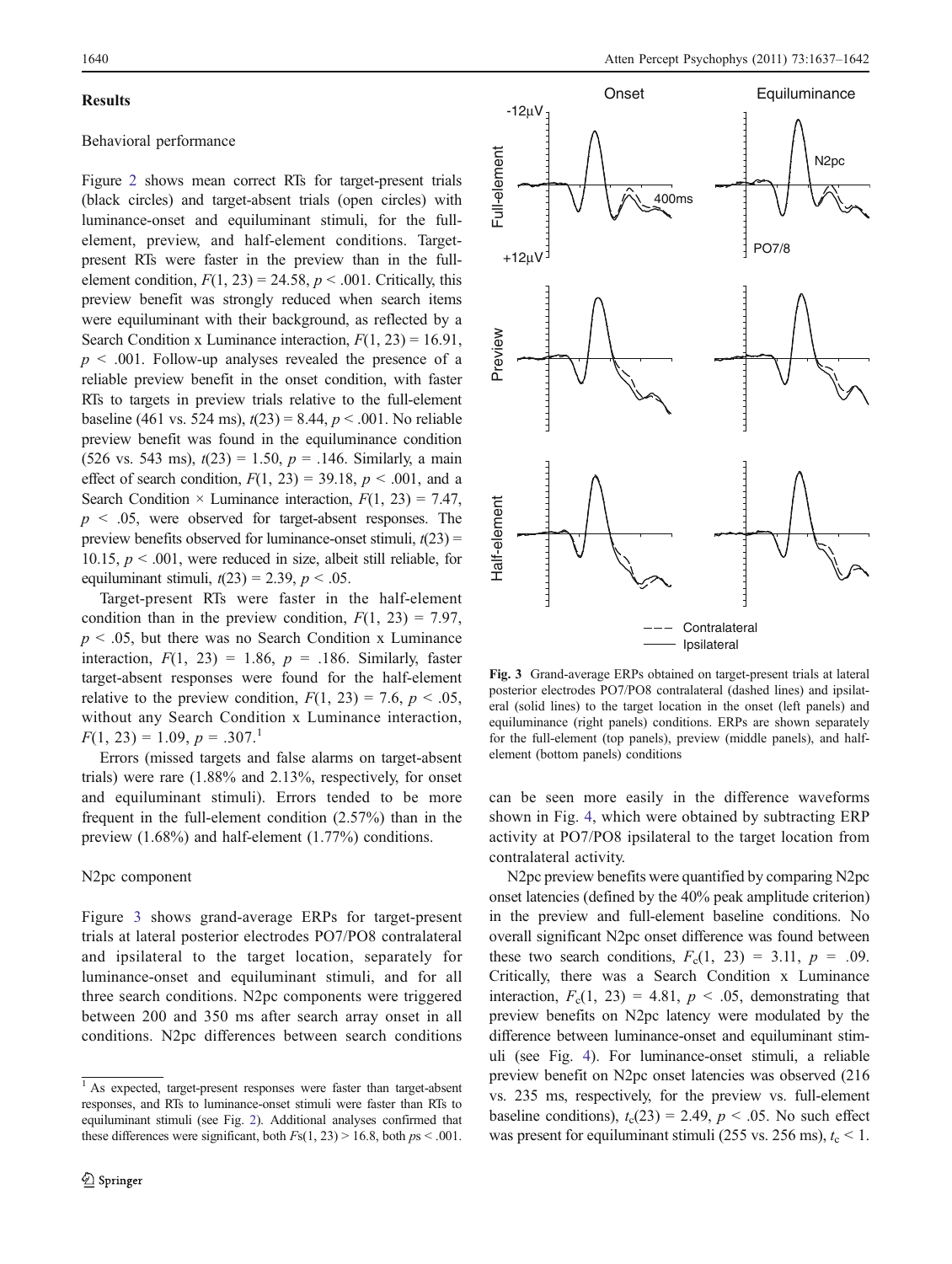## Results

### Behavioral performance

Figure 2 shows mean correct RTs for target-present trials (black circles) and target-absent trials (open circles) with luminance-onset and equiluminant stimuli, for the full-element, preview, and half-element conditions. Target-present RTs were faster in the preview than in the full-element condition, $F(1, 23) = 24.58$, $p < .001$. Critically, this preview benefit was strongly reduced when search items were equiluminant with their background, as reflected by a Search Condition x Luminance interaction, $F(1, 23) = 16.91$, $p < .001$. Follow-up analyses revealed the presence of a reliable preview benefit in the onset condition, with faster RTs to targets in preview trials relative to the full-element baseline (461 vs. 524 ms), $t(23) = 8.44$, $p < .001$. No reliable preview benefit was found in the equiluminance condition (526 vs. 543 ms), $t(23) = 1.50$, $p = .146$. Similarly, a main effect of search condition, $F(1, 23) = 39.18$, $p < .001$, and a Search Condition × Luminance interaction, $F(1, 23) = 7.47$, $p < .05$, were observed for target-absent responses. The preview benefits observed for luminance-onset stimuli, $t(23) = 10.15$, $p < .001$, were reduced in size, albeit still reliable, for equiluminant stimuli, $t(23) = 2.39$, $p < .05$.

Target-present RTs were faster in the half-element condition than in the preview condition, $F(1, 23) = 7.97$, $p < .05$, but there was no Search Condition x Luminance interaction, $F(1, 23) = 1.86$, $p = .186$. Similarly, faster target-absent responses were found for the half-element relative to the preview condition, $F(1, 23) = 7.6$, $p < .05$, without any Search Condition x Luminance interaction, $F(1, 23) = 1.09$, $p = .307$.[1]

Errors (missed targets and false alarms on target-absent trials) were rare (1.88% and 2.13%, respectively, for onset and equiluminant stimuli). Errors tended to be more frequent in the full-element condition (2.57%) than in the preview (1.68%) and half-element (1.77%) conditions.

### N2pc component

Figure 3 shows grand-average ERPs for target-present trials at lateral posterior electrodes PO7/PO8 contralateral and ipsilateral to the target location, separately for luminance-onset and equiluminant stimuli, and for all three search conditions. N2pc components were triggered between 200 and 350 ms after search array onset in all conditions. N2pc differences between search conditions can be seen more easily in the difference waveforms shown in Fig. 4, which were obtained by subtracting ERP activity at PO7/PO8 ipsilateral to the target location from contralateral activity.

**Fig. 3** Grand-average ERPs obtained on target-present trials at lateral posterior electrodes PO7/PO8 contralateral (dashed lines) and ipsilateral (solid lines) to the target location in the onset (left panels) and equiluminance (right panels) conditions. ERPs are shown separately for the full-element (top panels), preview (middle panels), and half-element (bottom panels) conditions

N2pc preview benefits were quantified by comparing N2pc onset latencies (defined by the 40% peak amplitude criterion) in the preview and full-element baseline conditions. No overall significant N2pc onset difference was found between these two search conditions, $F_c(1, 23) = 3.11$, $p = .09$. Critically, there was a Search Condition x Luminance interaction, $F_c(1, 23) = 4.81$, $p < .05$, demonstrating that preview benefits on N2pc latency were modulated by the difference between luminance-onset and equiluminant stimuli (see Fig. 4). For luminance-onset stimuli, a reliable preview benefit on N2pc onset latencies was observed (216 vs. 235 ms, respectively, for the preview vs. full-element baseline conditions), $t_c(23) = 2.49$, $p < .05$. No such effect was present for equiluminant stimuli (255 vs. 256 ms), $t_c < 1$.

[1] As expected, target-present responses were faster than target-absent responses, and RTs to luminance-onset stimuli were faster than RTs to equiluminant stimuli (see Fig. 2). Additional analyses confirmed that these differences were significant, both $Fs(1, 23) > 16.8$, both $ps < .001$.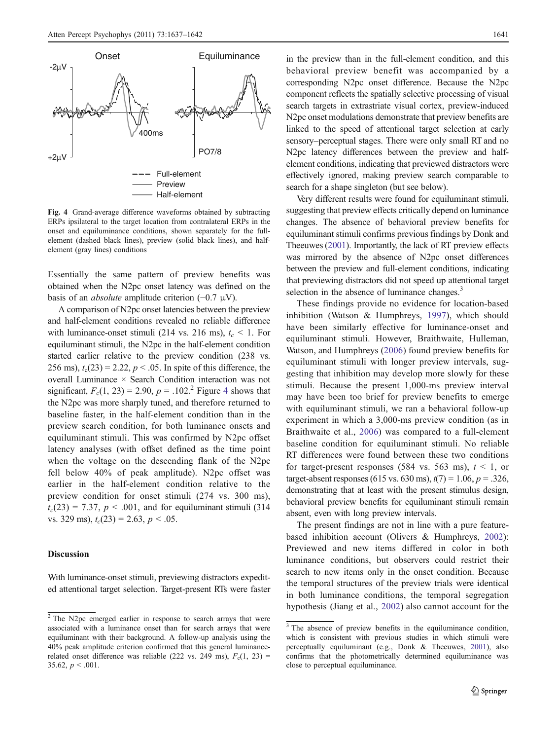Fig. 4 Grand-average difference waveforms obtained by subtracting ERPs ipsilateral to the target location from contralateral ERPs in the onset and equiluminance conditions, shown separately for the full-element (dashed black lines), preview (solid black lines), and half-element (gray lines) conditions

Essentially the same pattern of preview benefits was obtained when the N2pc onset latency was defined on the basis of an *absolute* amplitude criterion (−0.7 μV).

A comparison of N2pc onset latencies between the preview and half-element conditions revealed no reliable difference with luminance-onset stimuli (214 vs. 216 ms), $t_c < 1$. For equiluminant stimuli, the N2pc in the half-element condition started earlier relative to the preview condition (238 vs. 256 ms), $t_c(23) = 2.22$, $p < .05$. In spite of this difference, the overall Luminance × Search Condition interaction was not significant, $F_c(1, 23) = 2.90$, $p = .102$.[2] Figure 4 shows that the N2pc was more sharply tuned, and therefore returned to baseline faster, in the half-element condition than in the preview search condition, for both luminance onsets and equiluminant stimuli. This was confirmed by N2pc offset latency analyses (with offset defined as the time point when the voltage on the descending flank of the N2pc fell below 40% of peak amplitude). N2pc offset was earlier in the half-element condition relative to the preview condition for onset stimuli (274 vs. 300 ms), $t_c(23) = 7.37$, $p < .001$, and for equiluminant stimuli (314 vs. 329 ms), $t_c(23) = 2.63$, $p < .05$.

## Discussion

With luminance-onset stimuli, previewing distractors expedited attentional target selection. Target-present RTs were faster in the preview than in the full-element condition, and this behavioral preview benefit was accompanied by a corresponding N2pc onset difference. Because the N2pc component reflects the spatially selective processing of visual search targets in extrastriate visual cortex, preview-induced N2pc onset modulations demonstrate that preview benefits are linked to the speed of attentional target selection at early sensory–perceptual stages. There were only small RT and no N2pc latency differences between the preview and half-element conditions, indicating that previewed distractors were effectively ignored, making preview search comparable to search for a shape singleton (but see below).

Very different results were found for equiluminant stimuli, suggesting that preview effects critically depend on luminance changes. The absence of behavioral preview benefits for equiluminant stimuli confirms previous findings by Donk and Theeuwes (2001). Importantly, the lack of RT preview effects was mirrored by the absence of N2pc onset differences between the preview and full-element conditions, indicating that previewing distractors did not speed up attentional target selection in the absence of luminance changes.[3]

These findings provide no evidence for location-based inhibition (Watson & Humphreys, 1997), which should have been similarly effective for luminance-onset and equiluminant stimuli. However, Braithwaite, Hulleman, Watson, and Humphreys (2006) found preview benefits for equiluminant stimuli with longer preview intervals, suggesting that inhibition may develop more slowly for these stimuli. Because the present 1,000-ms preview interval may have been too brief for preview benefits to emerge with equiluminant stimuli, we ran a behavioral follow-up experiment in which a 3,000-ms preview condition (as in Braithwaite et al., 2006) was compared to a full-element baseline condition for equiluminant stimuli. No reliable RT differences were found between these two conditions for target-present responses (584 vs. 563 ms), $t < 1$, or target-absent responses (615 vs. 630 ms), $t(7) = 1.06$, $p = .326$, demonstrating that at least with the present stimulus design, behavioral preview benefits for equiluminant stimuli remain absent, even with long preview intervals.

The present findings are not in line with a pure feature-based inhibition account (Olivers & Humphreys, 2002): Previewed and new items differed in color in both luminance conditions, but observers could restrict their search to new items only in the onset condition. Because the temporal structures of the preview trials were identical in both luminance conditions, the temporal segregation hypothesis (Jiang et al., 2002) also cannot account for the

[2] The N2pc emerged earlier in response to search arrays that were associated with a luminance onset than for search arrays that were equiluminant with their background. A follow-up analysis using the 40% peak amplitude criterion confirmed that this general luminance-related onset difference was reliable (222 vs. 249 ms), $F_c(1, 23) = 35.62$, $p < .001$.

[3] The absence of preview benefits in the equiluminance condition, which is consistent with previous studies in which stimuli were perceptually equiluminant (e.g., Donk & Theeuwes, 2001), also confirms that the photometrically determined equiluminance was close to perceptual equiluminance.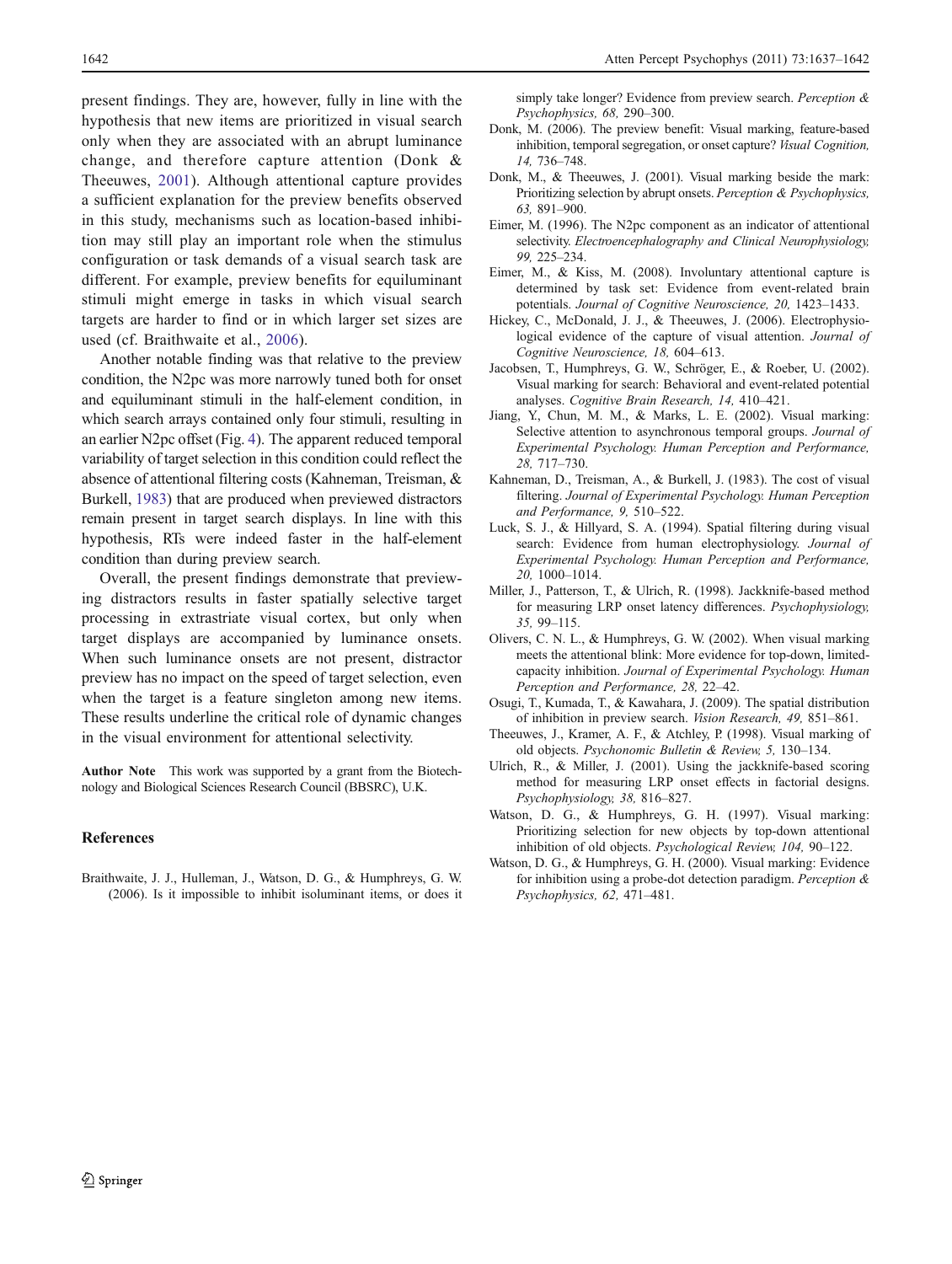present findings. They are, however, fully in line with the hypothesis that new items are prioritized in visual search only when they are associated with an abrupt luminance change, and therefore capture attention (Donk & Theeuwes, 2001). Although attentional capture provides a sufficient explanation for the preview benefits observed in this study, mechanisms such as location-based inhibition may still play an important role when the stimulus configuration or task demands of a visual search task are different. For example, preview benefits for equiluminant stimuli might emerge in tasks in which visual search targets are harder to find or in which larger set sizes are used (cf. Braithwaite et al., 2006).

Another notable finding was that relative to the preview condition, the N2pc was more narrowly tuned both for onset and equiluminant stimuli in the half-element condition, in which search arrays contained only four stimuli, resulting in an earlier N2pc offset (Fig. 4). The apparent reduced temporal variability of target selection in this condition could reflect the absence of attentional filtering costs (Kahneman, Treisman, & Burkell, 1983) that are produced when previewed distractors remain present in target search displays. In line with this hypothesis, RTs were indeed faster in the half-element condition than during preview search.

Overall, the present findings demonstrate that previewing distractors results in faster spatially selective target processing in extrastriate visual cortex, but only when target displays are accompanied by luminance onsets. When such luminance onsets are not present, distractor preview has no impact on the speed of target selection, even when the target is a feature singleton among new items. These results underline the critical role of dynamic changes in the visual environment for attentional selectivity.

**Author Note** This work was supported by a grant from the Biotechnology and Biological Sciences Research Council (BBSRC), U.K.

## References

Braithwaite, J. J., Hulleman, J., Watson, D. G., & Humphreys, G. W. (2006). Is it impossible to inhibit isoluminant items, or does it simply take longer? Evidence from preview search. *Perception & Psychophysics, 68,* 290–300.

Donk, M. (2006). The preview benefit: Visual marking, feature-based inhibition, temporal segregation, or onset capture? *Visual Cognition, 14,* 736–748.

Donk, M., & Theeuwes, J. (2001). Visual marking beside the mark: Prioritizing selection by abrupt onsets. *Perception & Psychophysics, 63,* 891–900.

Eimer, M. (1996). The N2pc component as an indicator of attentional selectivity. *Electroencephalography and Clinical Neurophysiology, 99,* 225–234.

Eimer, M., & Kiss, M. (2008). Involuntary attentional capture is determined by task set: Evidence from event-related brain potentials. *Journal of Cognitive Neuroscience, 20,* 1423–1433.

Hickey, C., McDonald, J. J., & Theeuwes, J. (2006). Electrophysiological evidence of the capture of visual attention. *Journal of Cognitive Neuroscience, 18,* 604–613.

Jacobsen, T., Humphreys, G. W., Schröger, E., & Roeber, U. (2002). Visual marking for search: Behavioral and event-related potential analyses. *Cognitive Brain Research, 14,* 410–421.

Jiang, Y., Chun, M. M., & Marks, L. E. (2002). Visual marking: Selective attention to asynchronous temporal groups. *Journal of Experimental Psychology. Human Perception and Performance, 28,* 717–730.

Kahneman, D., Treisman, A., & Burkell, J. (1983). The cost of visual filtering. *Journal of Experimental Psychology. Human Perception and Performance, 9,* 510–522.

Luck, S. J., & Hillyard, S. A. (1994). Spatial filtering during visual search: Evidence from human electrophysiology. *Journal of Experimental Psychology. Human Perception and Performance, 20,* 1000–1014.

Miller, J., Patterson, T., & Ulrich, R. (1998). Jackknife-based method for measuring LRP onset latency differences. *Psychophysiology, 35,* 99–115.

Olivers, C. N. L., & Humphreys, G. W. (2002). When visual marking meets the attentional blink: More evidence for top-down, limited-capacity inhibition. *Journal of Experimental Psychology. Human Perception and Performance, 28,* 22–42.

Osugi, T., Kumada, T., & Kawahara, J. (2009). The spatial distribution of inhibition in preview search. *Vision Research, 49,* 851–861.

Theeuwes, J., Kramer, A. F., & Atchley, P. (1998). Visual marking of old objects. *Psychonomic Bulletin & Review, 5,* 130–134.

Ulrich, R., & Miller, J. (2001). Using the jackknife-based scoring method for measuring LRP onset effects in factorial designs. *Psychophysiology, 38,* 816–827.

Watson, D. G., & Humphreys, G. H. (1997). Visual marking: Prioritizing selection for new objects by top-down attentional inhibition of old objects. *Psychological Review, 104,* 90–122.

Watson, D. G., & Humphreys, G. H. (2000). Visual marking: Evidence for inhibition using a probe-dot detection paradigm. *Perception & Psychophysics, 62,* 471–481.